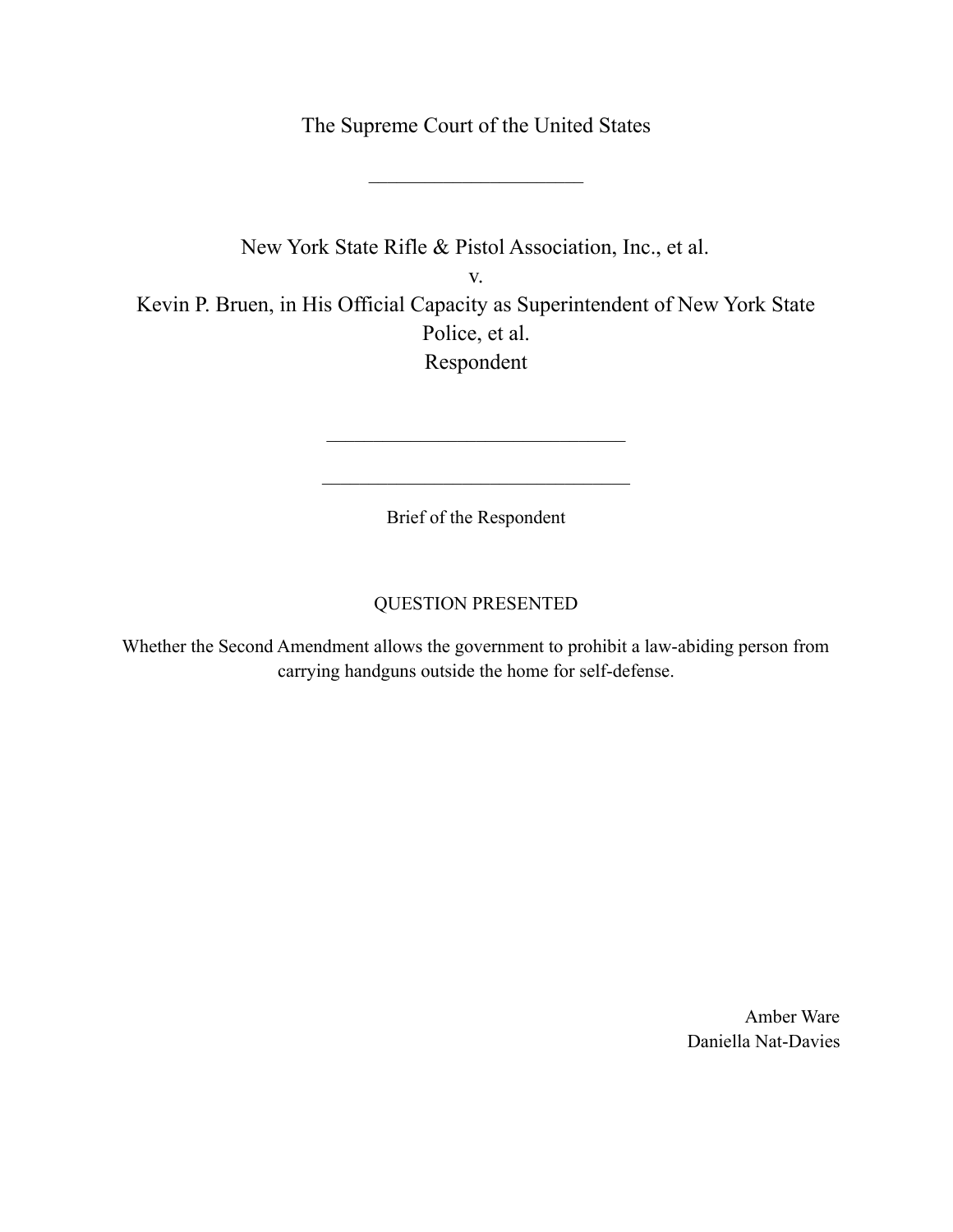The Supreme Court of the United States

---

New York State Rifle & Pistol Association, Inc., et al.

v.

Kevin P. Bruen, in His Official Capacity as Superintendent of New York State Police, et al.

Respondent

---

---

Brief of the Respondent

QUESTION PRESENTED

Whether the Second Amendment allows the government to prohibit a law-abiding person from carrying handguns outside the home for self-defense.

Amber Ware

Daniella Nat-Davies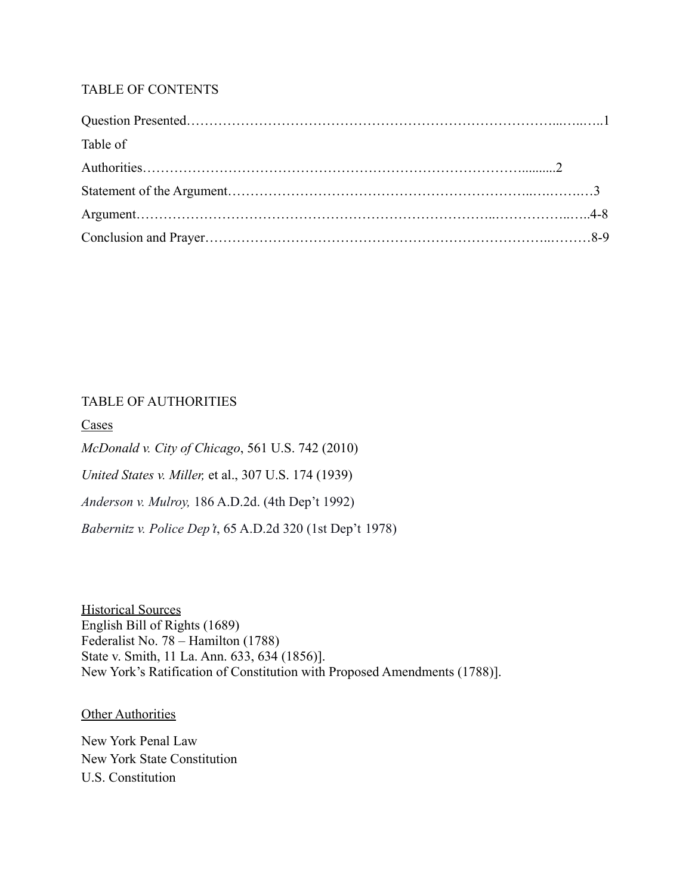## TABLE OF CONTENTS

Question Presented……………………………………………………………………...…..…..1

Table of

Authorities…………………………………………………………………………..........2

Statement of the Argument……………………………………………………..….….….…3

Argument…………………………………………………………………..……………..…..4-8

Conclusion and Prayer…………………………………………………………...………8-9

## TABLE OF AUTHORITIES

Cases

*McDonald v. City of Chicago*, 561 U.S. 742 (2010)

*United States v. Miller,* et al., 307 U.S. 174 (1939)

*Anderson v. Mulroy,* 186 A.D.2d. (4th Dep't 1992)

*Babernitz v. Police Dep't*, 65 A.D.2d 320 (1st Dep't 1978)

Historical Sources

English Bill of Rights (1689)
Federalist No. 78 – Hamilton (1788)
State v. Smith, 11 La. Ann. 633, 634 (1856)].
New York's Ratification of Constitution with Proposed Amendments (1788)].

Other Authorities

New York Penal Law
New York State Constitution
U.S. Constitution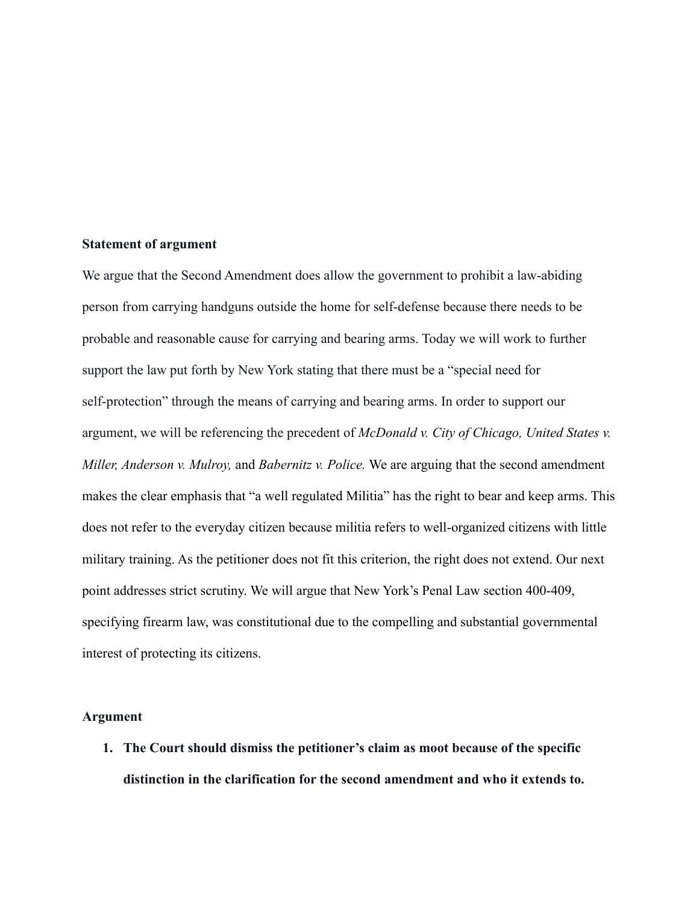**Statement of argument**

We argue that the Second Amendment does allow the government to prohibit a law-abiding person from carrying handguns outside the home for self-defense because there needs to be probable and reasonable cause for carrying and bearing arms. Today we will work to further support the law put forth by New York stating that there must be a "special need for self-protection" through the means of carrying and bearing arms. In order to support our argument, we will be referencing the precedent of *McDonald v. City of Chicago, United States v. Miller, Anderson v. Mulroy,* and *Babernitz v. Police.* We are arguing that the second amendment makes the clear emphasis that "a well regulated Militia" has the right to bear and keep arms. This does not refer to the everyday citizen because militia refers to well-organized citizens with little military training. As the petitioner does not fit this criterion, the right does not extend. Our next point addresses strict scrutiny. We will argue that New York's Penal Law section 400-409, specifying firearm law, was constitutional due to the compelling and substantial governmental interest of protecting its citizens.

**Argument**

1. **The Court should dismiss the petitioner's claim as moot because of the specific distinction in the clarification for the second amendment and who it extends to.**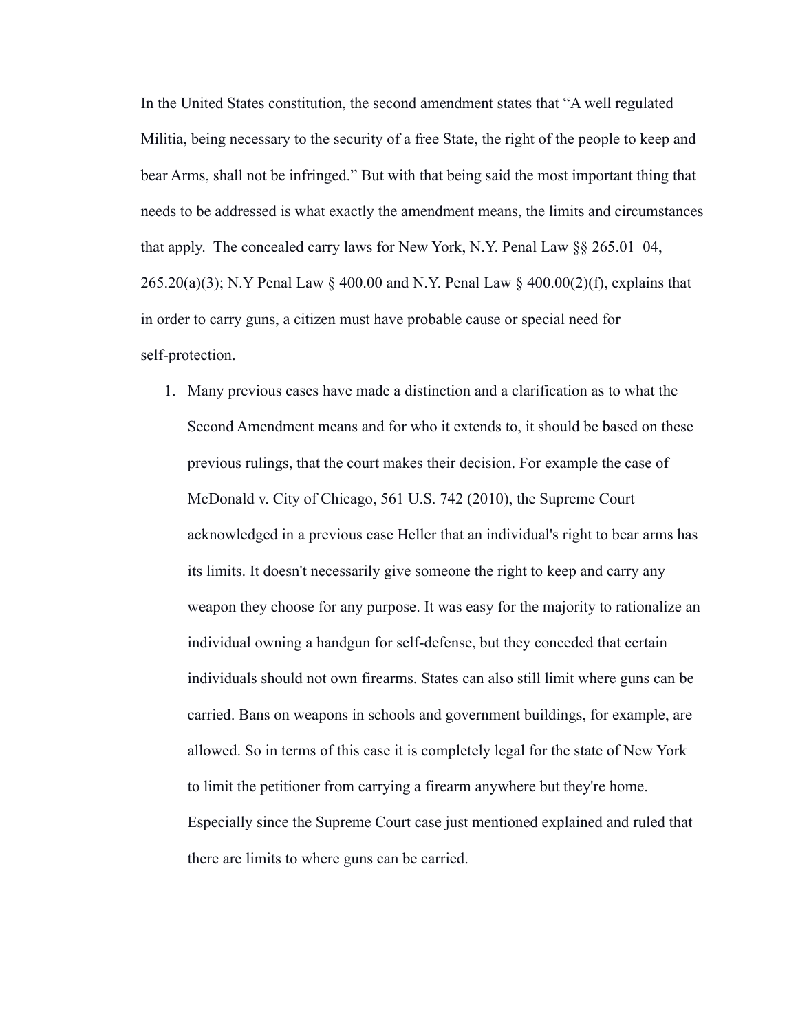In the United States constitution, the second amendment states that "A well regulated Militia, being necessary to the security of a free State, the right of the people to keep and bear Arms, shall not be infringed." But with that being said the most important thing that needs to be addressed is what exactly the amendment means, the limits and circumstances that apply.  The concealed carry laws for New York, N.Y. Penal Law §§ 265.01–04, 265.20(a)(3); N.Y Penal Law § 400.00 and N.Y. Penal Law § 400.00(2)(f), explains that in order to carry guns, a citizen must have probable cause or special need for self-protection.

1. Many previous cases have made a distinction and a clarification as to what the Second Amendment means and for who it extends to, it should be based on these previous rulings, that the court makes their decision. For example the case of McDonald v. City of Chicago, 561 U.S. 742 (2010), the Supreme Court acknowledged in a previous case Heller that an individual's right to bear arms has its limits. It doesn't necessarily give someone the right to keep and carry any weapon they choose for any purpose. It was easy for the majority to rationalize an individual owning a handgun for self-defense, but they conceded that certain individuals should not own firearms. States can also still limit where guns can be carried. Bans on weapons in schools and government buildings, for example, are allowed. So in terms of this case it is completely legal for the state of New York to limit the petitioner from carrying a firearm anywhere but they're home. Especially since the Supreme Court case just mentioned explained and ruled that there are limits to where guns can be carried.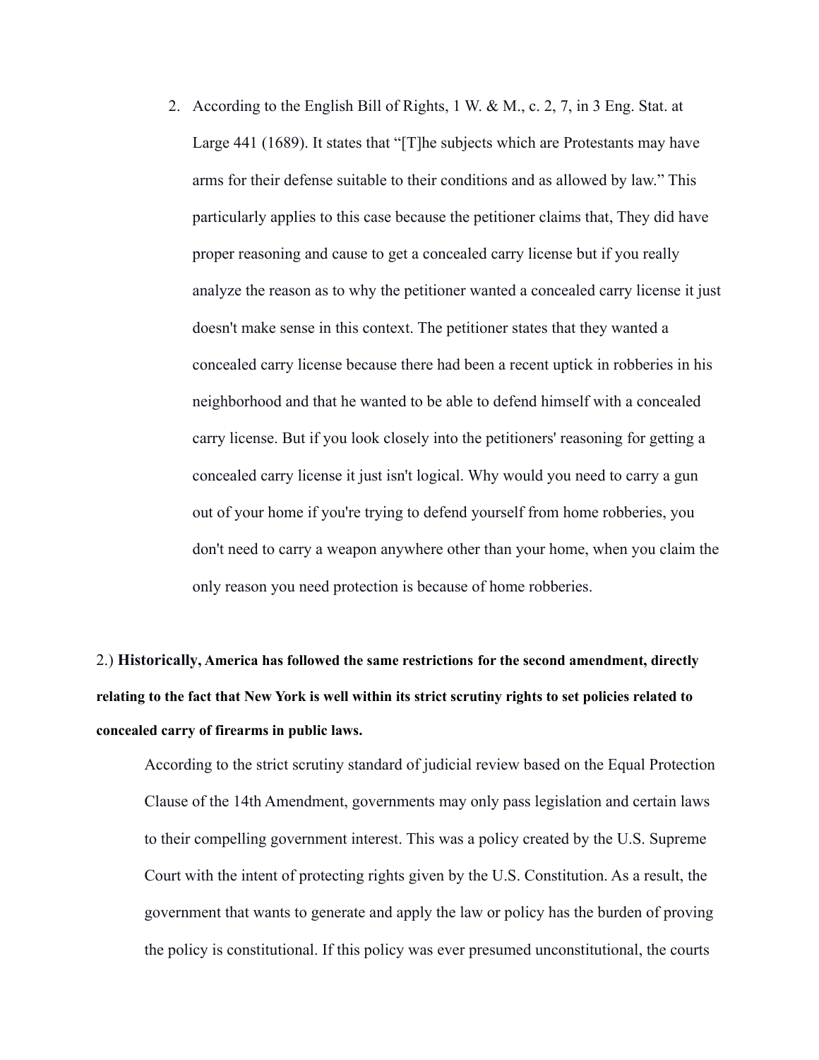2. According to the English Bill of Rights, 1 W. & M., c. 2, 7, in 3 Eng. Stat. at Large 441 (1689). It states that "[T]he subjects which are Protestants may have arms for their defense suitable to their conditions and as allowed by law." This particularly applies to this case because the petitioner claims that, They did have proper reasoning and cause to get a concealed carry license but if you really analyze the reason as to why the petitioner wanted a concealed carry license it just doesn't make sense in this context. The petitioner states that they wanted a concealed carry license because there had been a recent uptick in robberies in his neighborhood and that he wanted to be able to defend himself with a concealed carry license. But if you look closely into the petitioners' reasoning for getting a concealed carry license it just isn't logical. Why would you need to carry a gun out of your home if you're trying to defend yourself from home robberies, you don't need to carry a weapon anywhere other than your home, when you claim the only reason you need protection is because of home robberies.

2.) **Historically, America has followed the same restrictions for the second amendment, directly relating to the fact that New York is well within its strict scrutiny rights to set policies related to concealed carry of firearms in public laws.**

According to the strict scrutiny standard of judicial review based on the Equal Protection Clause of the 14th Amendment, governments may only pass legislation and certain laws to their compelling government interest. This was a policy created by the U.S. Supreme Court with the intent of protecting rights given by the U.S. Constitution. As a result, the government that wants to generate and apply the law or policy has the burden of proving the policy is constitutional. If this policy was ever presumed unconstitutional, the courts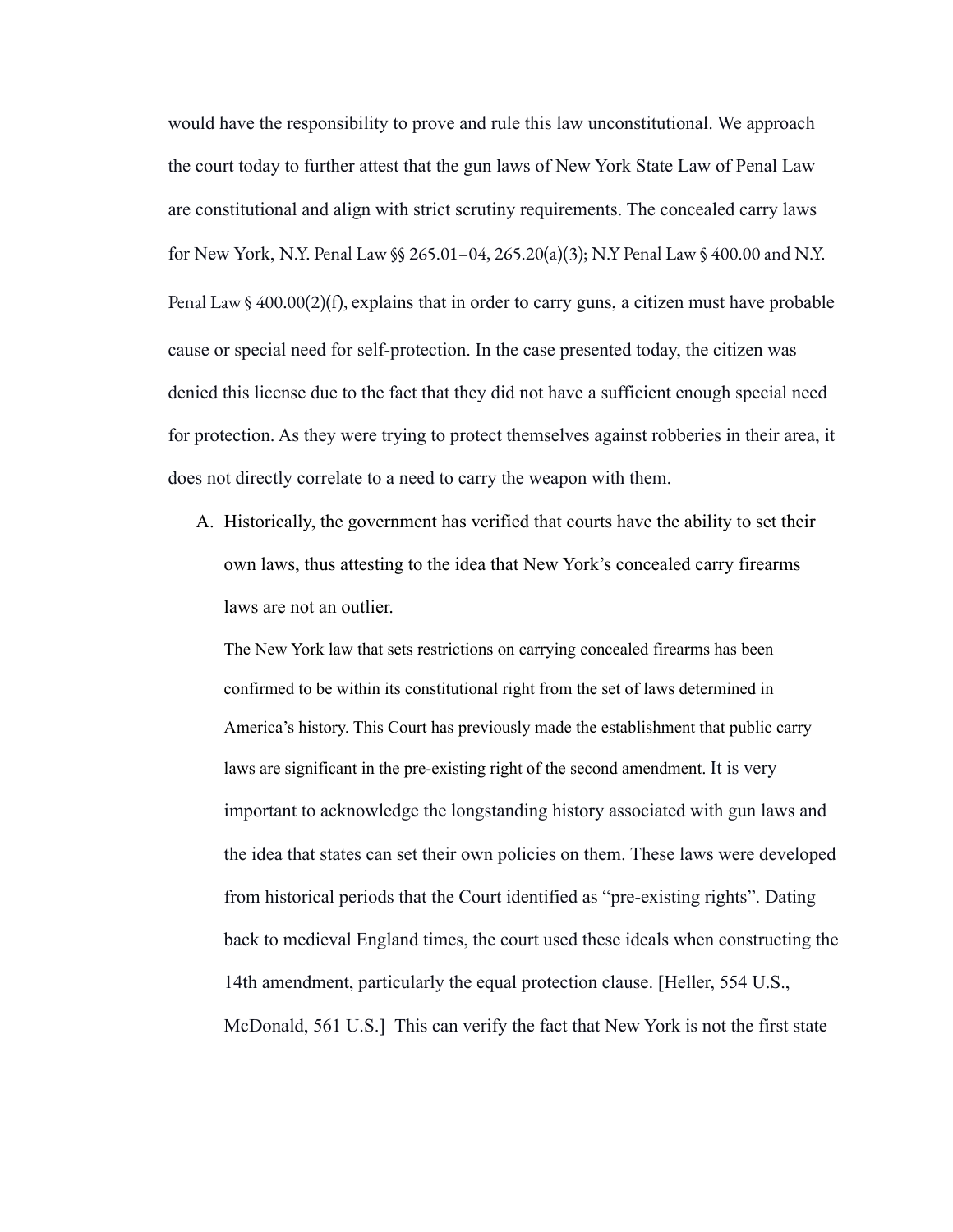would have the responsibility to prove and rule this law unconstitutional. We approach the court today to further attest that the gun laws of New York State Law of Penal Law are constitutional and align with strict scrutiny requirements. The concealed carry laws for New York, N.Y. Penal Law §§ 265.01–04, 265.20(a)(3); N.Y Penal Law § 400.00 and N.Y. Penal Law § 400.00(2)(f), explains that in order to carry guns, a citizen must have probable cause or special need for self-protection. In the case presented today, the citizen was denied this license due to the fact that they did not have a sufficient enough special need for protection. As they were trying to protect themselves against robberies in their area, it does not directly correlate to a need to carry the weapon with them.

A. Historically, the government has verified that courts have the ability to set their own laws, thus attesting to the idea that New York's concealed carry firearms laws are not an outlier.

   The New York law that sets restrictions on carrying concealed firearms has been confirmed to be within its constitutional right from the set of laws determined in America's history. This Court has previously made the establishment that public carry laws are significant in the pre-existing right of the second amendment. It is very important to acknowledge the longstanding history associated with gun laws and the idea that states can set their own policies on them. These laws were developed from historical periods that the Court identified as "pre-existing rights". Dating back to medieval England times, the court used these ideals when constructing the 14th amendment, particularly the equal protection clause. [Heller, 554 U.S., McDonald, 561 U.S.] This can verify the fact that New York is not the first state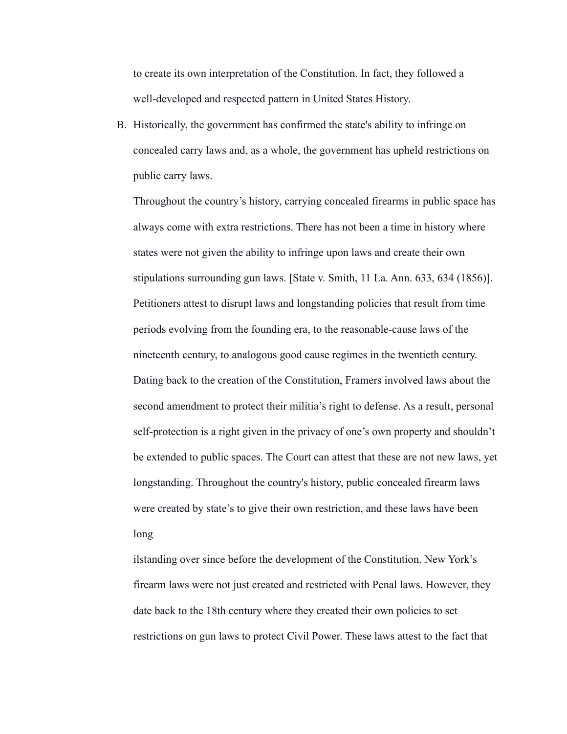to create its own interpretation of the Constitution. In fact, they followed a well-developed and respected pattern in United States History.

B. Historically, the government has confirmed the state's ability to infringe on concealed carry laws and, as a whole, the government has upheld restrictions on public carry laws.

   Throughout the country's history, carrying concealed firearms in public space has always come with extra restrictions. There has not been a time in history where states were not given the ability to infringe upon laws and create their own stipulations surrounding gun laws. [State v. Smith, 11 La. Ann. 633, 634 (1856)]. Petitioners attest to disrupt laws and longstanding policies that result from time periods evolving from the founding era, to the reasonable-cause laws of the nineteenth century, to analogous good cause regimes in the twentieth century. Dating back to the creation of the Constitution, Framers involved laws about the second amendment to protect their militia's right to defense. As a result, personal self-protection is a right given in the privacy of one's own property and shouldn't be extended to public spaces. The Court can attest that these are not new laws, yet longstanding. Throughout the country's history, public concealed firearm laws were created by state's to give their own restriction, and these laws have been long

   ilstanding over since before the development of the Constitution. New York's firearm laws were not just created and restricted with Penal laws. However, they date back to the 18th century where they created their own policies to set restrictions on gun laws to protect Civil Power. These laws attest to the fact that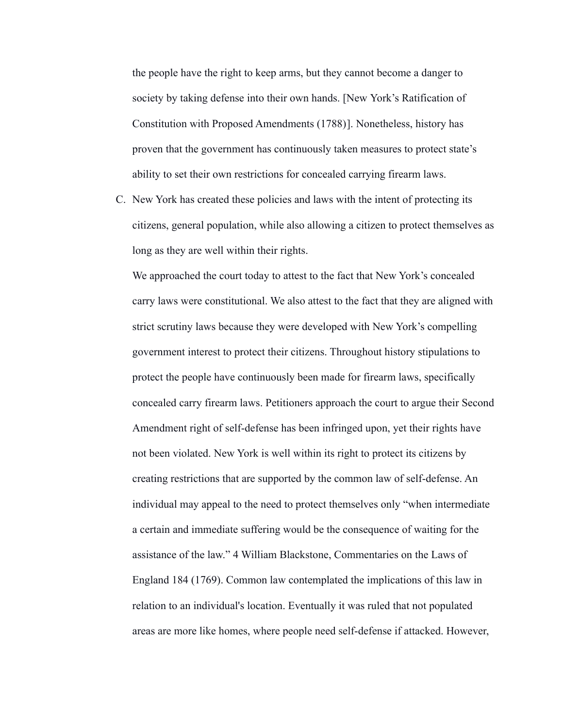the people have the right to keep arms, but they cannot become a danger to society by taking defense into their own hands. [New York's Ratification of Constitution with Proposed Amendments (1788)]. Nonetheless, history has proven that the government has continuously taken measures to protect state's ability to set their own restrictions for concealed carrying firearm laws.

C. New York has created these policies and laws with the intent of protecting its citizens, general population, while also allowing a citizen to protect themselves as long as they are well within their rights.

We approached the court today to attest to the fact that New York's concealed carry laws were constitutional. We also attest to the fact that they are aligned with strict scrutiny laws because they were developed with New York's compelling government interest to protect their citizens. Throughout history stipulations to protect the people have continuously been made for firearm laws, specifically concealed carry firearm laws. Petitioners approach the court to argue their Second Amendment right of self-defense has been infringed upon, yet their rights have not been violated. New York is well within its right to protect its citizens by creating restrictions that are supported by the common law of self-defense. An individual may appeal to the need to protect themselves only "when intermediate a certain and immediate suffering would be the consequence of waiting for the assistance of the law." 4 William Blackstone, Commentaries on the Laws of England 184 (1769). Common law contemplated the implications of this law in relation to an individual's location. Eventually it was ruled that not populated areas are more like homes, where people need self-defense if attacked. However,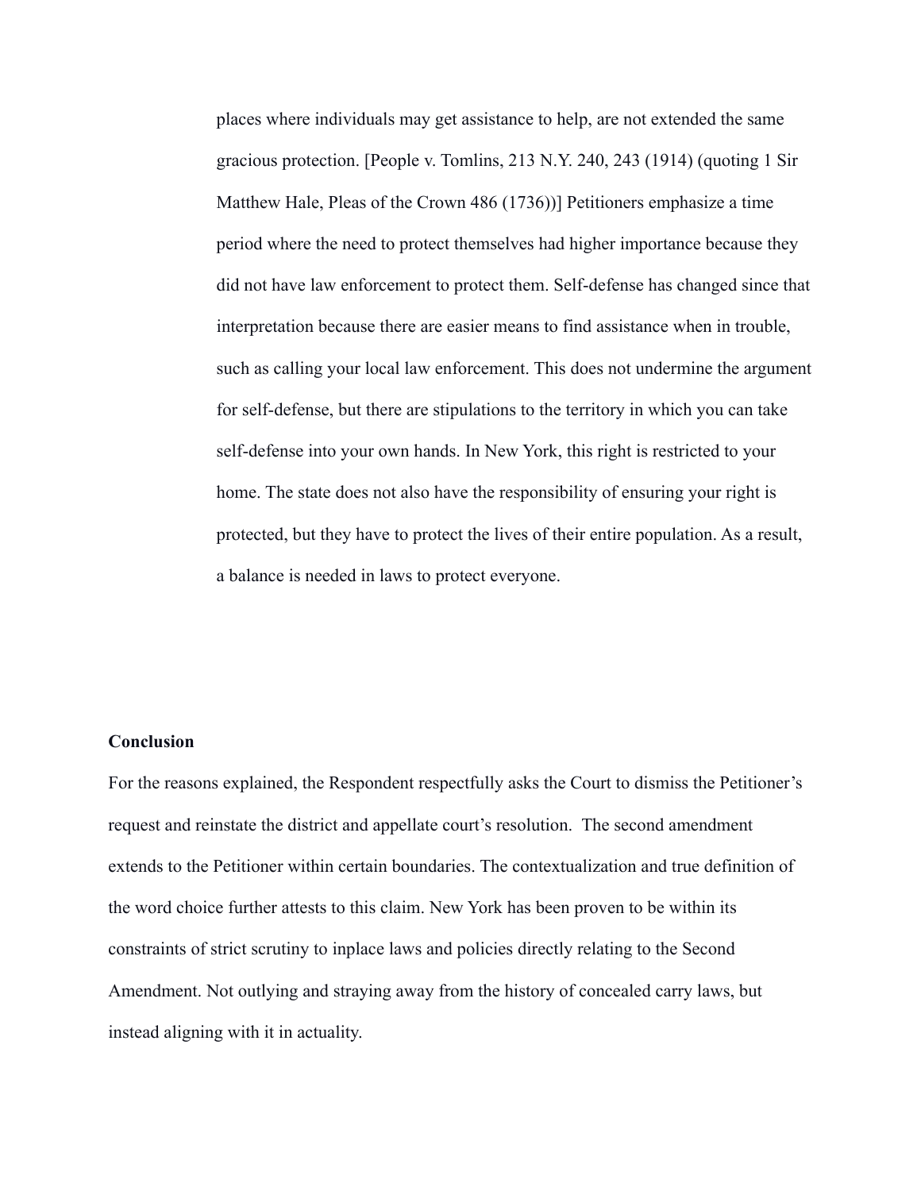places where individuals may get assistance to help, are not extended the same gracious protection. [People v. Tomlins, 213 N.Y. 240, 243 (1914) (quoting 1 Sir Matthew Hale, Pleas of the Crown 486 (1736))] Petitioners emphasize a time period where the need to protect themselves had higher importance because they did not have law enforcement to protect them. Self-defense has changed since that interpretation because there are easier means to find assistance when in trouble, such as calling your local law enforcement. This does not undermine the argument for self-defense, but there are stipulations to the territory in which you can take self-defense into your own hands. In New York, this right is restricted to your home. The state does not also have the responsibility of ensuring your right is protected, but they have to protect the lives of their entire population. As a result, a balance is needed in laws to protect everyone.

**Conclusion**

For the reasons explained, the Respondent respectfully asks the Court to dismiss the Petitioner's request and reinstate the district and appellate court's resolution. The second amendment extends to the Petitioner within certain boundaries. The contextualization and true definition of the word choice further attests to this claim. New York has been proven to be within its constraints of strict scrutiny to inplace laws and policies directly relating to the Second Amendment. Not outlying and straying away from the history of concealed carry laws, but instead aligning with it in actuality.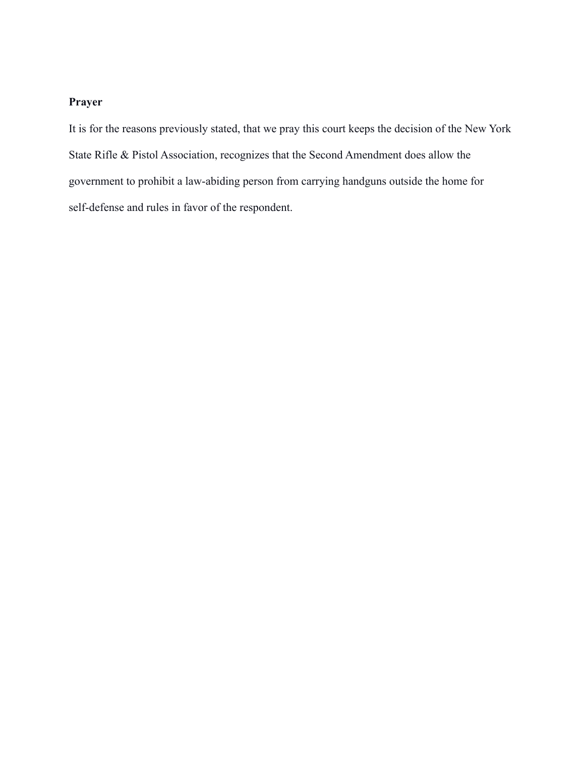**Prayer**

It is for the reasons previously stated, that we pray this court keeps the decision of the New York State Rifle & Pistol Association, recognizes that the Second Amendment does allow the government to prohibit a law-abiding person from carrying handguns outside the home for self-defense and rules in favor of the respondent.